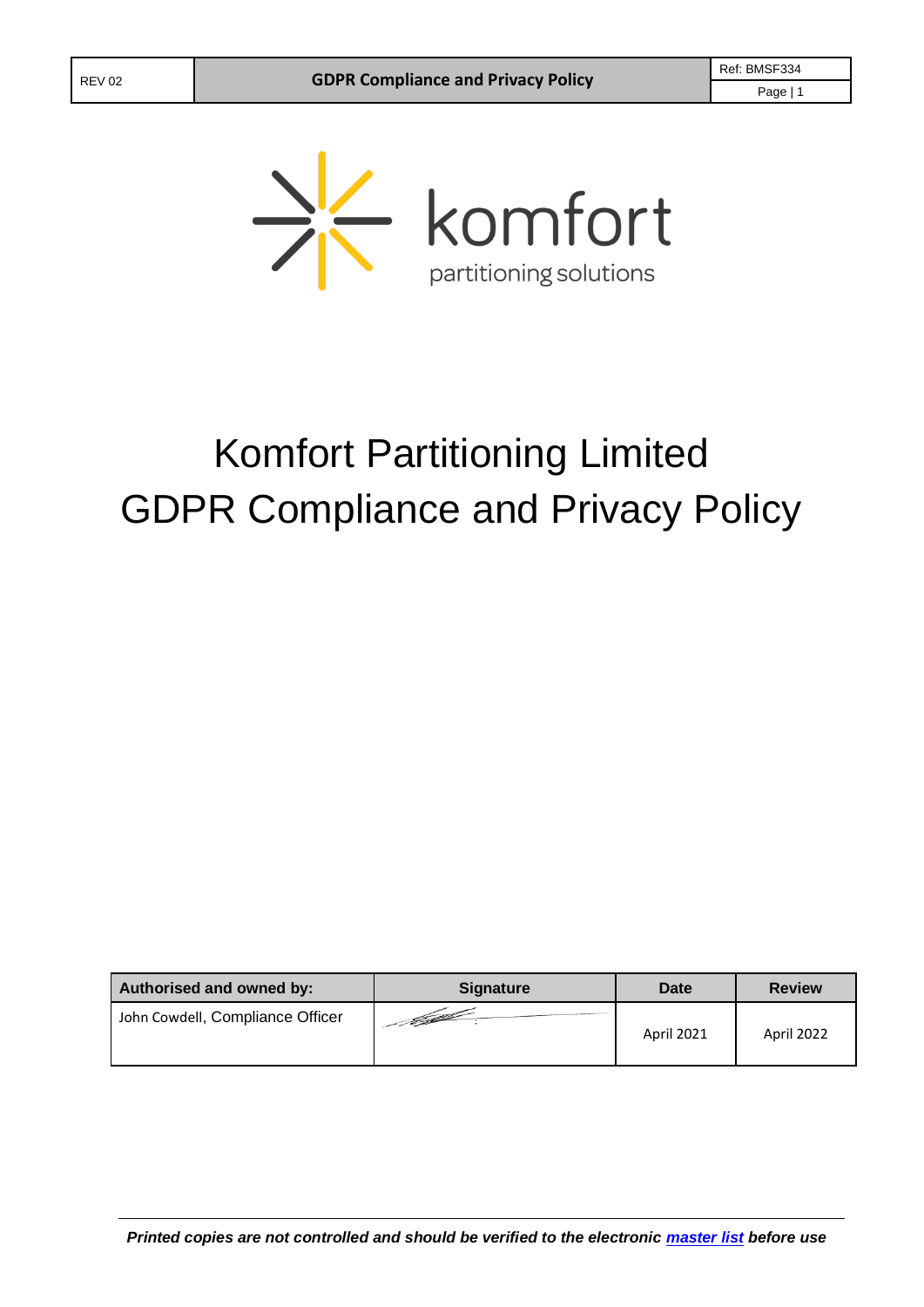komfort
partitioning solutions

# Komfort Partitioning Limited
# GDPR Compliance and Privacy Policy

| Authorised and owned by: | Signature | Date | Review |
|---|---|---|---|
| John Cowdell, Compliance Officer | | April 2021 | April 2022 |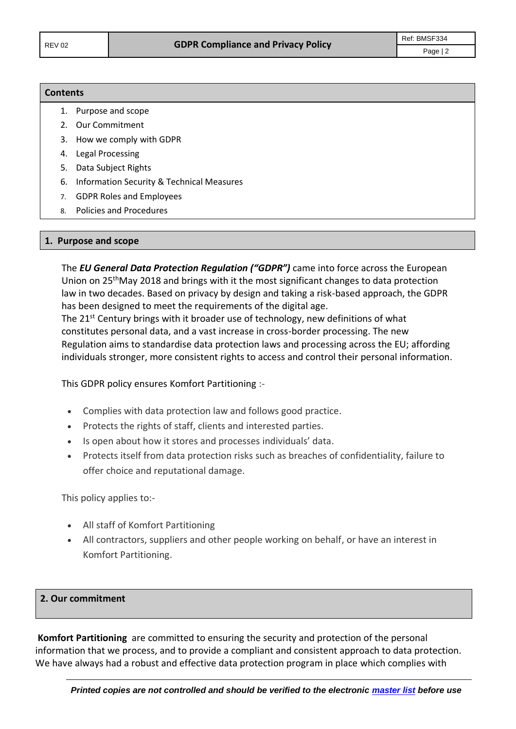## Contents

1. Purpose and scope
2. Our Commitment
3. How we comply with GDPR
4. Legal Processing
5. Data Subject Rights
6. Information Security & Technical Measures
7. GDPR Roles and Employees
8. Policies and Procedures

## 1. Purpose and scope

The ***EU General Data Protection Regulation ("GDPR")*** came into force across the European Union on 25th May 2018 and brings with it the most significant changes to data protection law in two decades. Based on privacy by design and taking a risk-based approach, the GDPR has been designed to meet the requirements of the digital age.
The 21st Century brings with it broader use of technology, new definitions of what constitutes personal data, and a vast increase in cross-border processing. The new Regulation aims to standardise data protection laws and processing across the EU; affording individuals stronger, more consistent rights to access and control their personal information.

This GDPR policy ensures Komfort Partitioning :-

- Complies with data protection law and follows good practice.
- Protects the rights of staff, clients and interested parties.
- Is open about how it stores and processes individuals' data.
- Protects itself from data protection risks such as breaches of confidentiality, failure to offer choice and reputational damage.

This policy applies to:-

- All staff of Komfort Partitioning
- All contractors, suppliers and other people working on behalf, or have an interest in Komfort Partitioning.

## 2. Our commitment

**Komfort Partitioning** are committed to ensuring the security and protection of the personal information that we process, and to provide a compliant and consistent approach to data protection. We have always had a robust and effective data protection program in place which complies with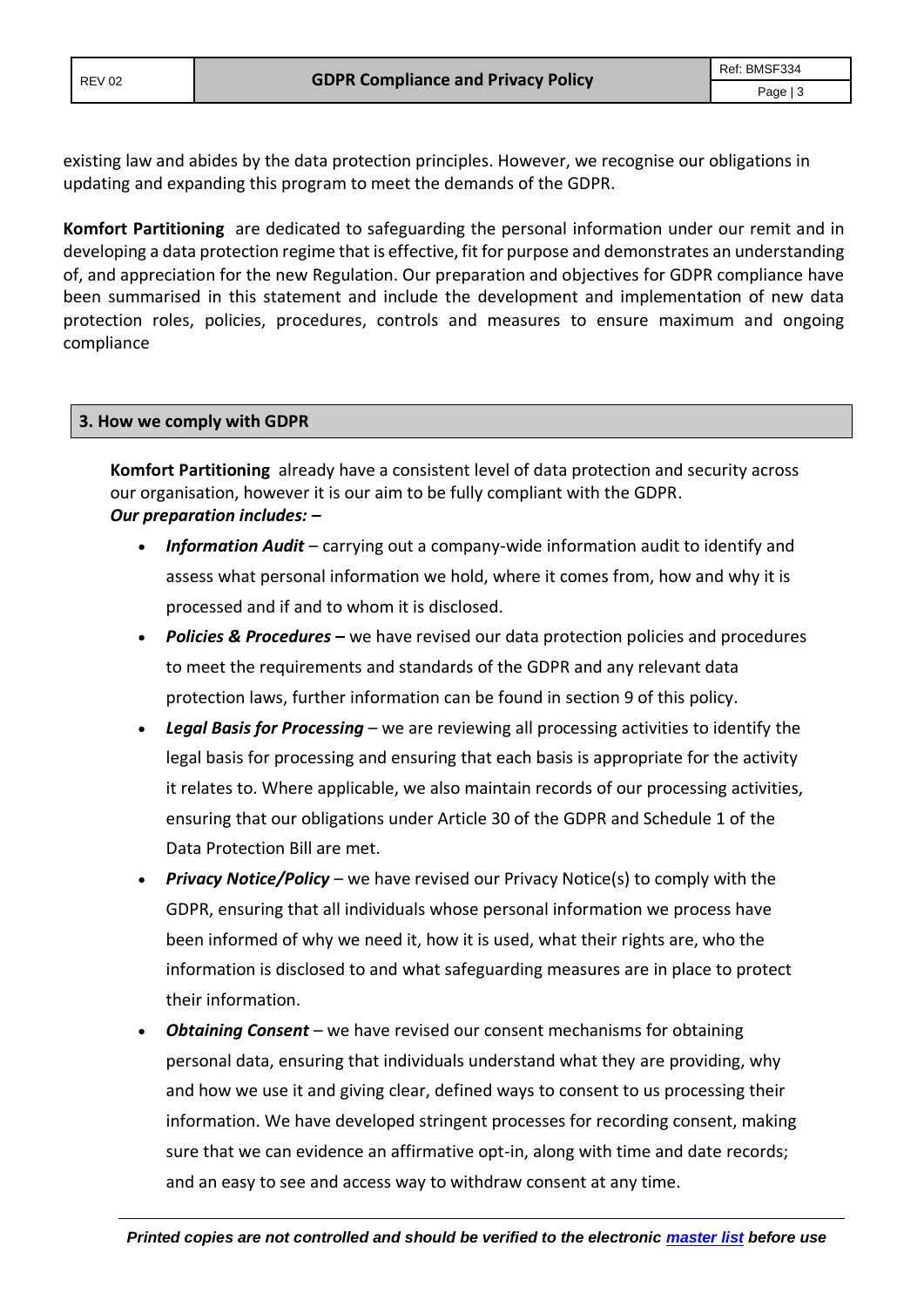existing law and abides by the data protection principles. However, we recognise our obligations in updating and expanding this program to meet the demands of the GDPR.

**Komfort Partitioning** are dedicated to safeguarding the personal information under our remit and in developing a data protection regime that is effective, fit for purpose and demonstrates an understanding of, and appreciation for the new Regulation. Our preparation and objectives for GDPR compliance have been summarised in this statement and include the development and implementation of new data protection roles, policies, procedures, controls and measures to ensure maximum and ongoing compliance

## 3. How we comply with GDPR

**Komfort Partitioning** already have a consistent level of data protection and security across our organisation, however it is our aim to be fully compliant with the GDPR.
***Our preparation includes: –***

- ***Information Audit*** – carrying out a company-wide information audit to identify and assess what personal information we hold, where it comes from, how and why it is processed and if and to whom it is disclosed.
- ***Policies & Procedures –*** we have revised our data protection policies and procedures to meet the requirements and standards of the GDPR and any relevant data protection laws, further information can be found in section 9 of this policy.
- ***Legal Basis for Processing*** – we are reviewing all processing activities to identify the legal basis for processing and ensuring that each basis is appropriate for the activity it relates to. Where applicable, we also maintain records of our processing activities, ensuring that our obligations under Article 30 of the GDPR and Schedule 1 of the Data Protection Bill are met.
- ***Privacy Notice/Policy*** – we have revised our Privacy Notice(s) to comply with the GDPR, ensuring that all individuals whose personal information we process have been informed of why we need it, how it is used, what their rights are, who the information is disclosed to and what safeguarding measures are in place to protect their information.
- ***Obtaining Consent*** – we have revised our consent mechanisms for obtaining personal data, ensuring that individuals understand what they are providing, why and how we use it and giving clear, defined ways to consent to us processing their information. We have developed stringent processes for recording consent, making sure that we can evidence an affirmative opt-in, along with time and date records; and an easy to see and access way to withdraw consent at any time.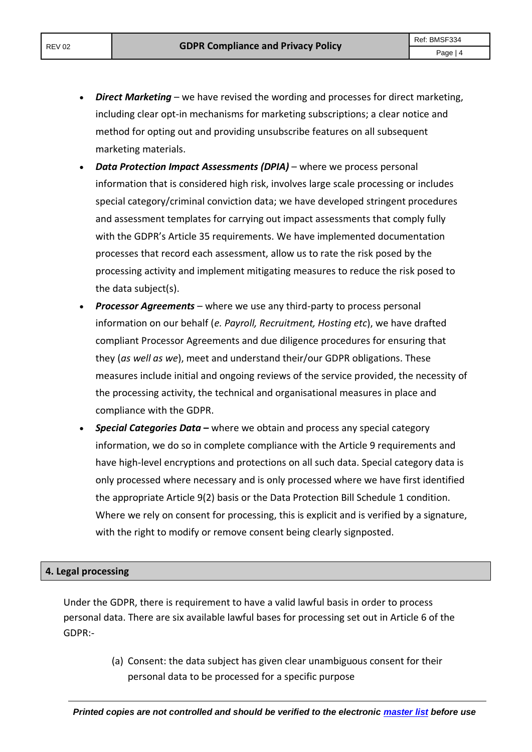- ***Direct Marketing*** – we have revised the wording and processes for direct marketing, including clear opt-in mechanisms for marketing subscriptions; a clear notice and method for opting out and providing unsubscribe features on all subsequent marketing materials.
- ***Data Protection Impact Assessments (DPIA)*** – where we process personal information that is considered high risk, involves large scale processing or includes special category/criminal conviction data; we have developed stringent procedures and assessment templates for carrying out impact assessments that comply fully with the GDPR's Article 35 requirements. We have implemented documentation processes that record each assessment, allow us to rate the risk posed by the processing activity and implement mitigating measures to reduce the risk posed to the data subject(s).
- ***Processor Agreements*** – where we use any third-party to process personal information on our behalf (*e. Payroll, Recruitment, Hosting etc*), we have drafted compliant Processor Agreements and due diligence procedures for ensuring that they (*as well as we*), meet and understand their/our GDPR obligations. These measures include initial and ongoing reviews of the service provided, the necessity of the processing activity, the technical and organisational measures in place and compliance with the GDPR.
- ***Special Categories Data –*** where we obtain and process any special category information, we do so in complete compliance with the Article 9 requirements and have high-level encryptions and protections on all such data. Special category data is only processed where necessary and is only processed where we have first identified the appropriate Article 9(2) basis or the Data Protection Bill Schedule 1 condition. Where we rely on consent for processing, this is explicit and is verified by a signature, with the right to modify or remove consent being clearly signposted.

## 4. Legal processing

Under the GDPR, there is requirement to have a valid lawful basis in order to process personal data. There are six available lawful bases for processing set out in Article 6 of the GDPR:-

(a) Consent: the data subject has given clear unambiguous consent for their personal data to be processed for a specific purpose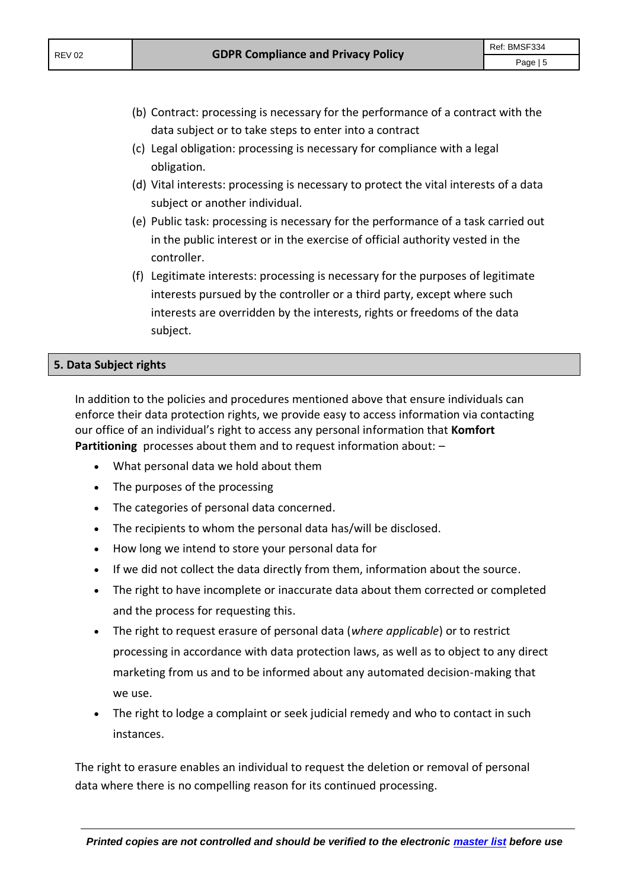(b) Contract: processing is necessary for the performance of a contract with the data subject or to take steps to enter into a contract

(c) Legal obligation: processing is necessary for compliance with a legal obligation.

(d) Vital interests: processing is necessary to protect the vital interests of a data subject or another individual.

(e) Public task: processing is necessary for the performance of a task carried out in the public interest or in the exercise of official authority vested in the controller.

(f) Legitimate interests: processing is necessary for the purposes of legitimate interests pursued by the controller or a third party, except where such interests are overridden by the interests, rights or freedoms of the data subject.

## 5. Data Subject rights

In addition to the policies and procedures mentioned above that ensure individuals can enforce their data protection rights, we provide easy to access information via contacting our office of an individual's right to access any personal information that **Komfort Partitioning** processes about them and to request information about: –

- What personal data we hold about them
- The purposes of the processing
- The categories of personal data concerned.
- The recipients to whom the personal data has/will be disclosed.
- How long we intend to store your personal data for
- If we did not collect the data directly from them, information about the source.
- The right to have incomplete or inaccurate data about them corrected or completed and the process for requesting this.
- The right to request erasure of personal data (*where applicable*) or to restrict processing in accordance with data protection laws, as well as to object to any direct marketing from us and to be informed about any automated decision-making that we use.
- The right to lodge a complaint or seek judicial remedy and who to contact in such instances.

The right to erasure enables an individual to request the deletion or removal of personal data where there is no compelling reason for its continued processing.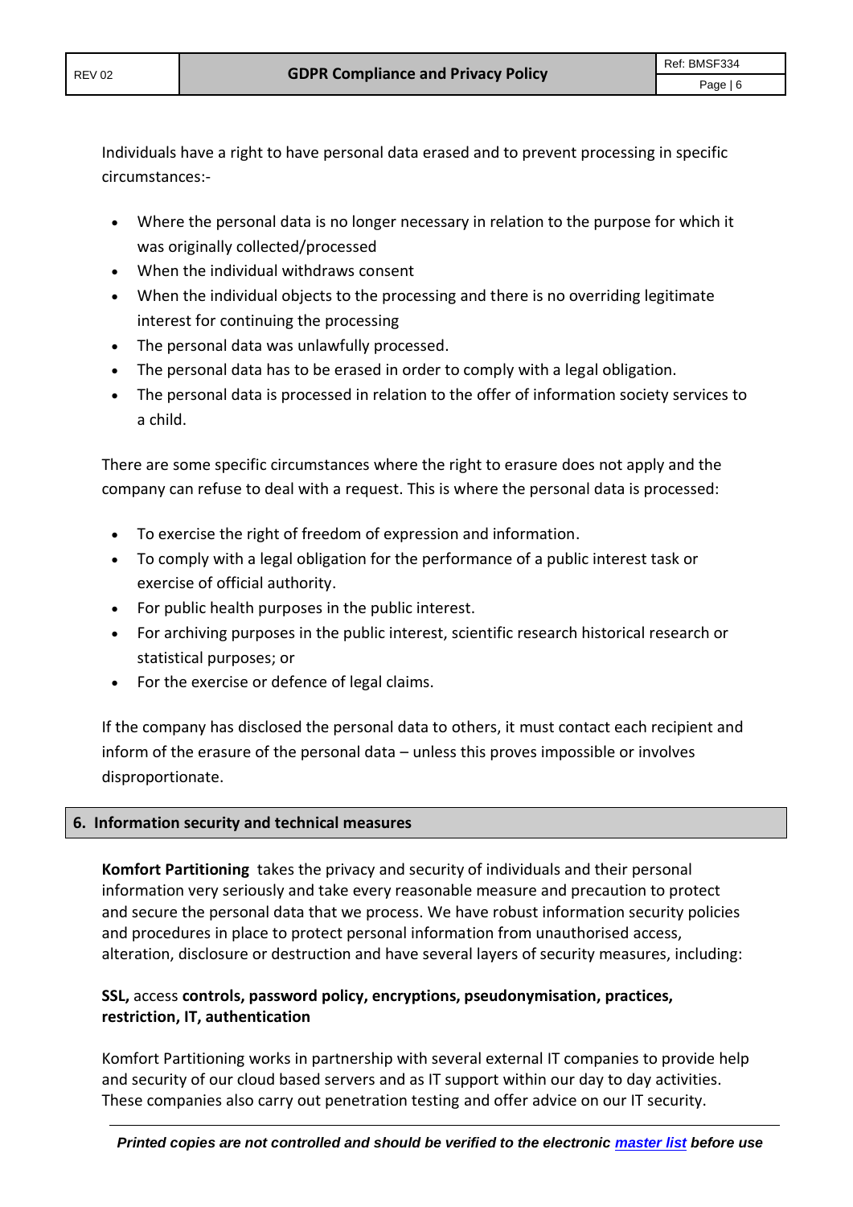Individuals have a right to have personal data erased and to prevent processing in specific circumstances:-

- Where the personal data is no longer necessary in relation to the purpose for which it was originally collected/processed
- When the individual withdraws consent
- When the individual objects to the processing and there is no overriding legitimate interest for continuing the processing
- The personal data was unlawfully processed.
- The personal data has to be erased in order to comply with a legal obligation.
- The personal data is processed in relation to the offer of information society services to a child.

There are some specific circumstances where the right to erasure does not apply and the company can refuse to deal with a request. This is where the personal data is processed:

- To exercise the right of freedom of expression and information.
- To comply with a legal obligation for the performance of a public interest task or exercise of official authority.
- For public health purposes in the public interest.
- For archiving purposes in the public interest, scientific research historical research or statistical purposes; or
- For the exercise or defence of legal claims.

If the company has disclosed the personal data to others, it must contact each recipient and inform of the erasure of the personal data – unless this proves impossible or involves disproportionate.

## 6. Information security and technical measures

**Komfort Partitioning** takes the privacy and security of individuals and their personal information very seriously and take every reasonable measure and precaution to protect and secure the personal data that we process. We have robust information security policies and procedures in place to protect personal information from unauthorised access, alteration, disclosure or destruction and have several layers of security measures, including:

**SSL,** access **controls, password policy, encryptions, pseudonymisation, practices, restriction, IT, authentication**

Komfort Partitioning works in partnership with several external IT companies to provide help and security of our cloud based servers and as IT support within our day to day activities. These companies also carry out penetration testing and offer advice on our IT security.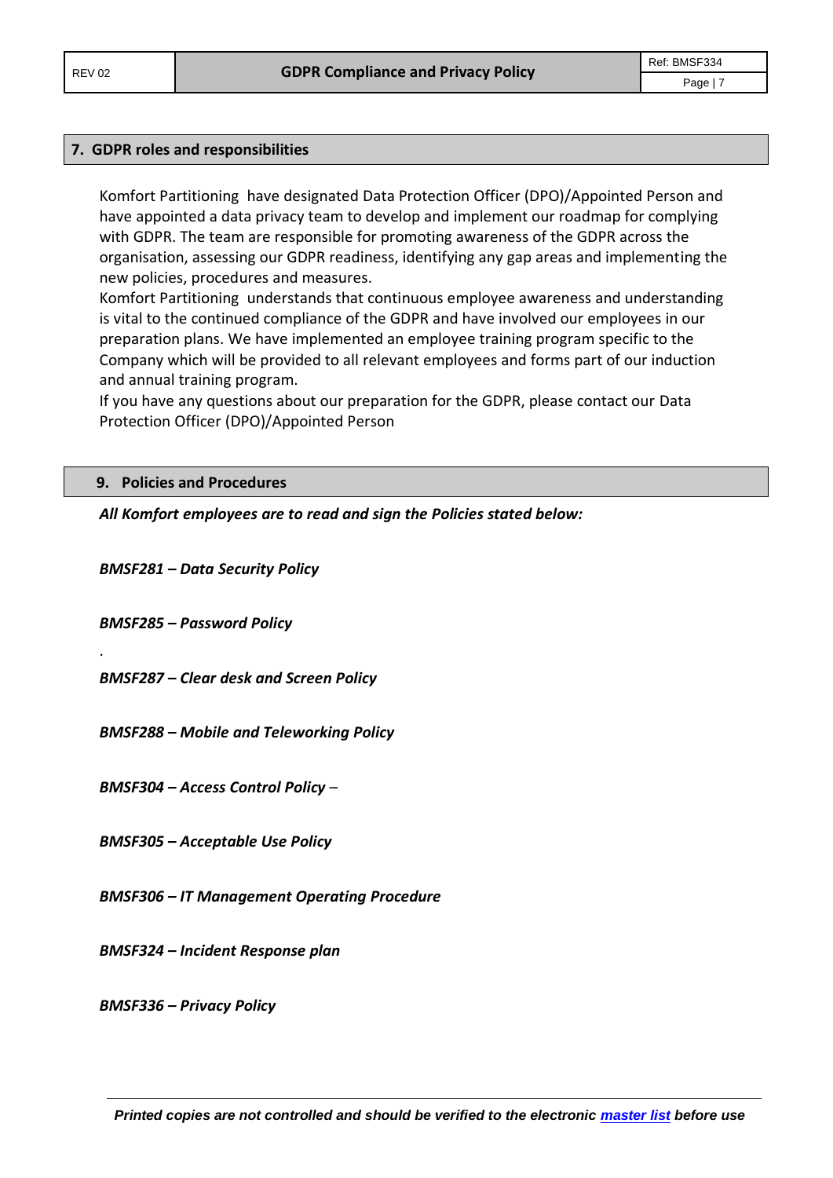## 7. GDPR roles and responsibilities

Komfort Partitioning have designated Data Protection Officer (DPO)/Appointed Person and have appointed a data privacy team to develop and implement our roadmap for complying with GDPR. The team are responsible for promoting awareness of the GDPR across the organisation, assessing our GDPR readiness, identifying any gap areas and implementing the new policies, procedures and measures.

Komfort Partitioning understands that continuous employee awareness and understanding is vital to the continued compliance of the GDPR and have involved our employees in our preparation plans. We have implemented an employee training program specific to the Company which will be provided to all relevant employees and forms part of our induction and annual training program.

If you have any questions about our preparation for the GDPR, please contact our Data Protection Officer (DPO)/Appointed Person

## 9. Policies and Procedures

***All Komfort employees are to read and sign the Policies stated below:***

***BMSF281 – Data Security Policy***

***BMSF285 – Password Policy***

.

***BMSF287 – Clear desk and Screen Policy***

***BMSF288 – Mobile and Teleworking Policy***

***BMSF304 – Access Control Policy*** –

***BMSF305 – Acceptable Use Policy***

***BMSF306 – IT Management Operating Procedure***

***BMSF324 – Incident Response plan***

***BMSF336 – Privacy Policy***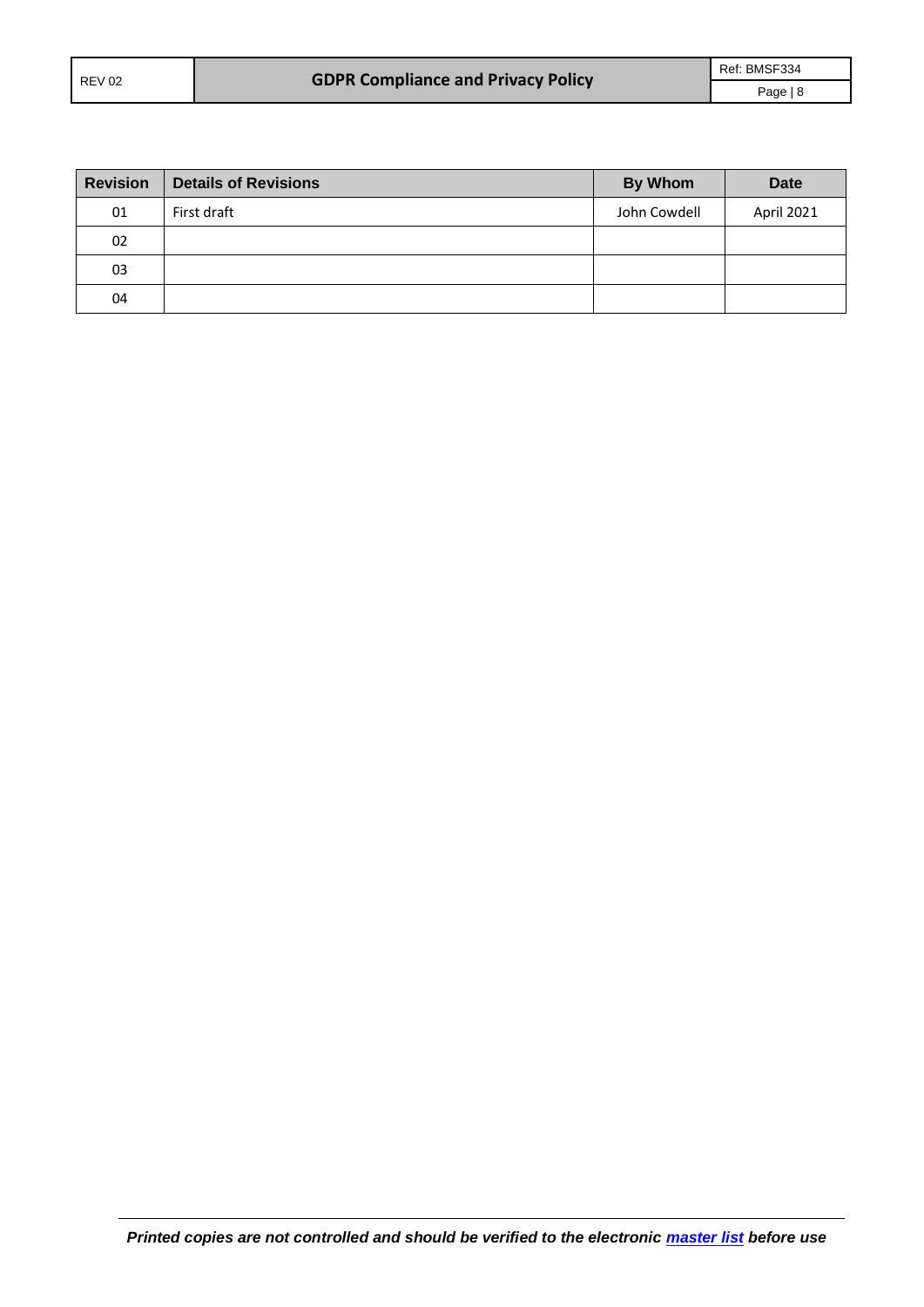| Revision | Details of Revisions | By Whom | Date |
|---|---|---|---|
| 01 | First draft | John Cowdell | April 2021 |
| 02 | | | |
| 03 | | | |
| 04 | | | |